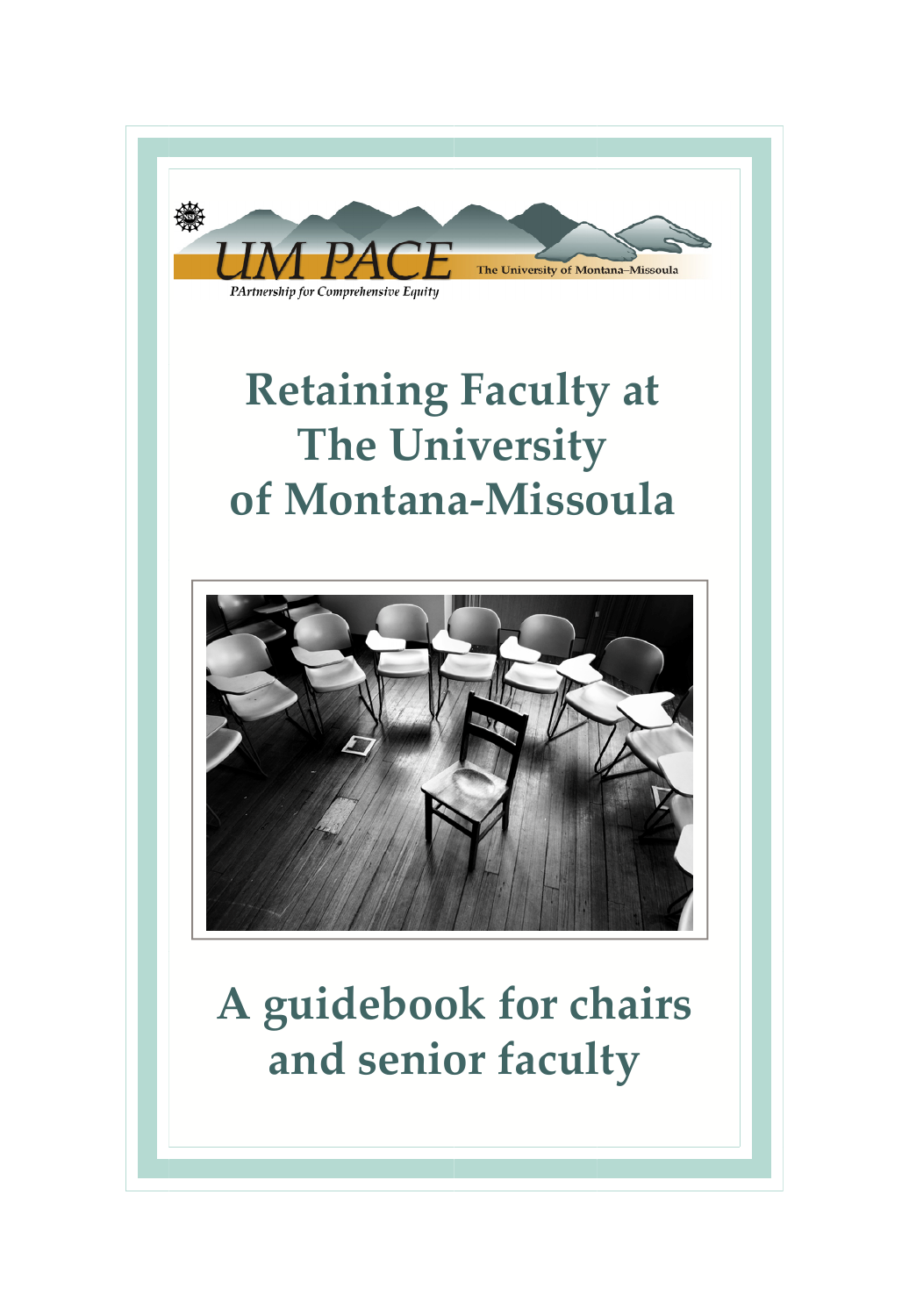UM PACE

*PArtnership for Comprehensive Equity*

The University of Montana–Missoula

# Retaining Faculty at The University of Montana-Missoula

## A guidebook for chairs and senior faculty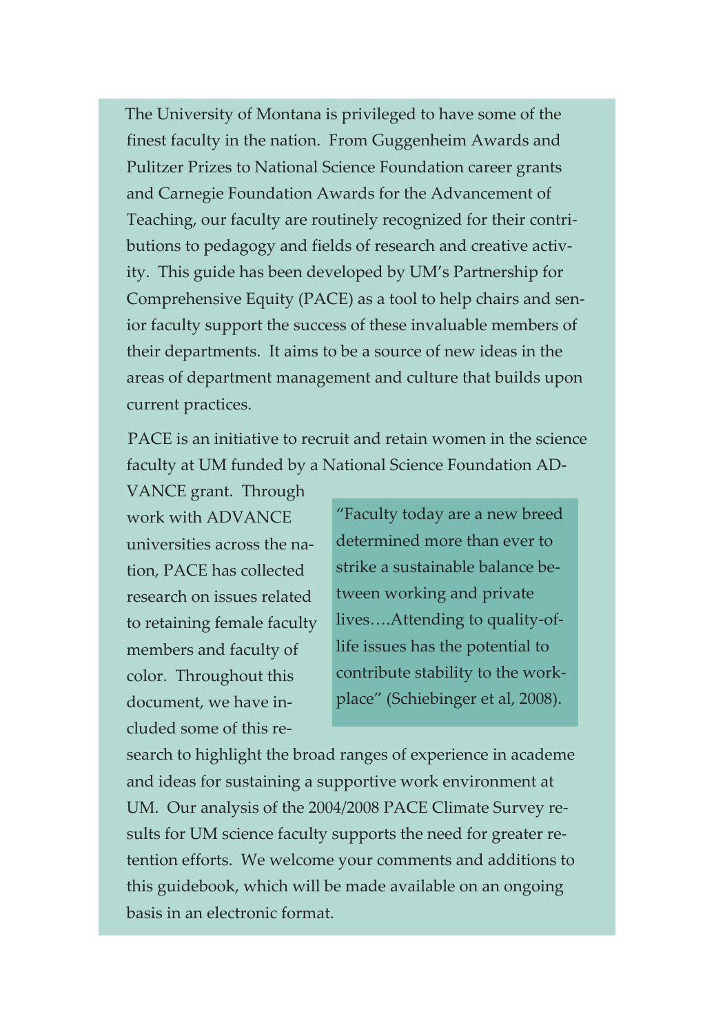The University of Montana is privileged to have some of the finest faculty in the nation. From Guggenheim Awards and Pulitzer Prizes to National Science Foundation career grants and Carnegie Foundation Awards for the Advancement of Teaching, our faculty are routinely recognized for their contributions to pedagogy and fields of research and creative activity. This guide has been developed by UM's Partnership for Comprehensive Equity (PACE) as a tool to help chairs and senior faculty support the success of these invaluable members of their departments. It aims to be a source of new ideas in the areas of department management and culture that builds upon current practices.

PACE is an initiative to recruit and retain women in the science faculty at UM funded by a National Science Foundation ADVANCE grant. Through work with ADVANCE universities across the nation, PACE has collected research on issues related to retaining female faculty members and faculty of color. Throughout this document, we have included some of this research to highlight the broad ranges of experience in academe and ideas for sustaining a supportive work environment at UM. Our analysis of the 2004/2008 PACE Climate Survey results for UM science faculty supports the need for greater retention efforts. We welcome your comments and additions to this guidebook, which will be made available on an ongoing basis in an electronic format.

> "Faculty today are a new breed determined more than ever to strike a sustainable balance between working and private lives….Attending to quality-of-life issues has the potential to contribute stability to the workplace" (Schiebinger et al, 2008).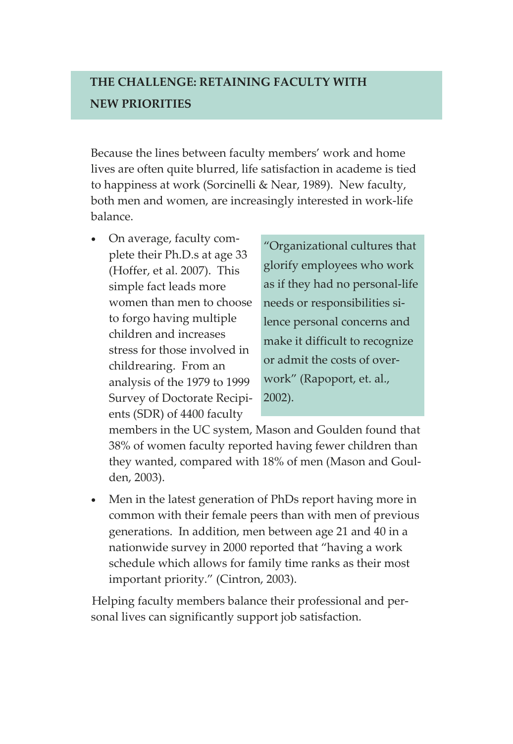## THE CHALLENGE: RETAINING FACULTY WITH NEW PRIORITIES

Because the lines between faculty members' work and home lives are often quite blurred, life satisfaction in academe is tied to happiness at work (Sorcinelli & Near, 1989). New faculty, both men and women, are increasingly interested in work-life balance.

> "Organizational cultures that glorify employees who work as if they had no personal-life needs or responsibilities silence personal concerns and make it difficult to recognize or admit the costs of overwork" (Rapoport, et. al., 2002).

- On average, faculty complete their Ph.D.s at age 33 (Hoffer, et al. 2007). This simple fact leads more women than men to choose to forgo having multiple children and increases stress for those involved in childrearing. From an analysis of the 1979 to 1999 Survey of Doctorate Recipients (SDR) of 4400 faculty members in the UC system, Mason and Goulden found that 38% of women faculty reported having fewer children than they wanted, compared with 18% of men (Mason and Goulden, 2003).
- Men in the latest generation of PhDs report having more in common with their female peers than with men of previous generations. In addition, men between age 21 and 40 in a nationwide survey in 2000 reported that "having a work schedule which allows for family time ranks as their most important priority." (Cintron, 2003).

Helping faculty members balance their professional and personal lives can significantly support job satisfaction.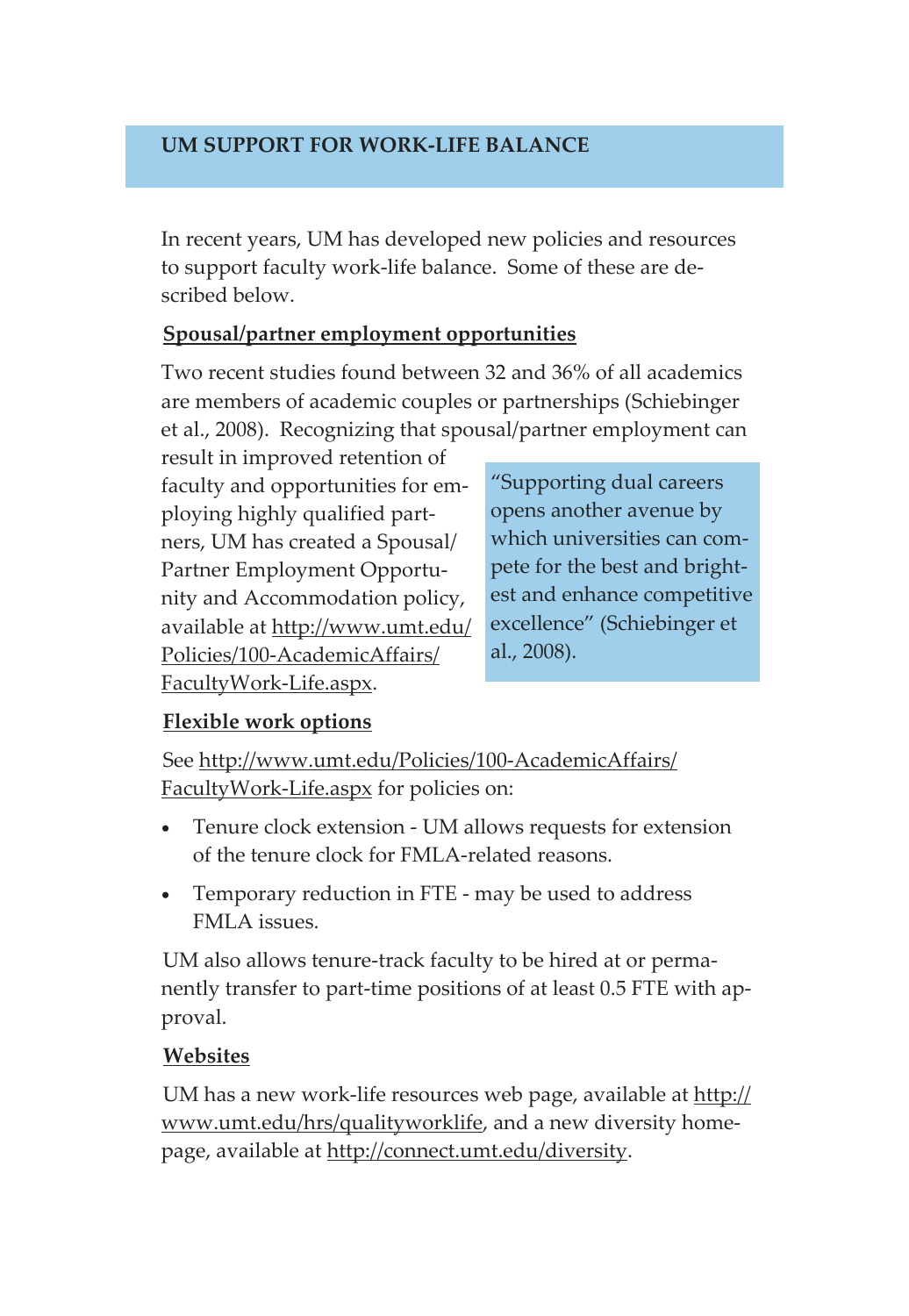## UM SUPPORT FOR WORK-LIFE BALANCE

In recent years, UM has developed new policies and resources to support faculty work-life balance. Some of these are described below.

### Spousal/partner employment opportunities

Two recent studies found between 32 and 36% of all academics are members of academic couples or partnerships (Schiebinger et al., 2008). Recognizing that spousal/partner employment can result in improved retention of faculty and opportunities for employing highly qualified partners, UM has created a Spousal/Partner Employment Opportunity and Accommodation policy, available at http://www.umt.edu/Policies/100-AcademicAffairs/FacultyWork-Life.aspx.

> "Supporting dual careers opens another avenue by which universities can compete for the best and brightest and enhance competitive excellence" (Schiebinger et al., 2008).

### Flexible work options

See http://www.umt.edu/Policies/100-AcademicAffairs/FacultyWork-Life.aspx for policies on:

- Tenure clock extension - UM allows requests for extension of the tenure clock for FMLA-related reasons.
- Temporary reduction in FTE - may be used to address FMLA issues.

UM also allows tenure-track faculty to be hired at or permanently transfer to part-time positions of at least 0.5 FTE with approval.

### Websites

UM has a new work-life resources web page, available at http://www.umt.edu/hrs/qualityworklife, and a new diversity homepage, available at http://connect.umt.edu/diversity.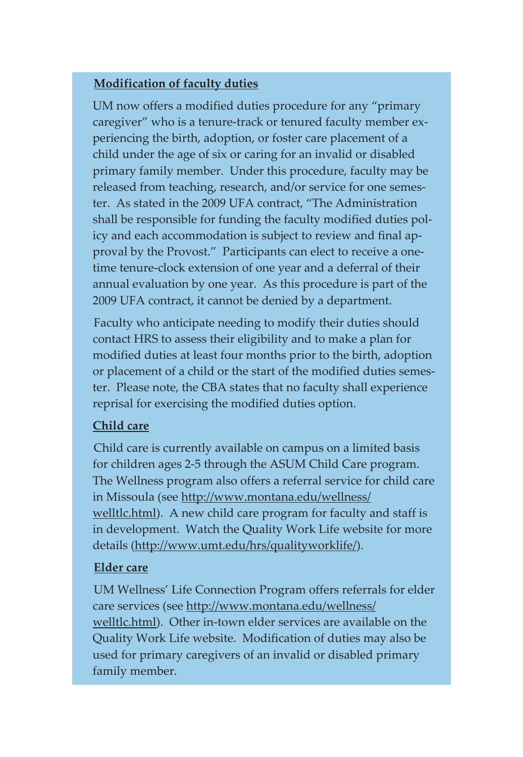**Modification of faculty duties**

UM now offers a modified duties procedure for any "primary caregiver" who is a tenure-track or tenured faculty member experiencing the birth, adoption, or foster care placement of a child under the age of six or caring for an invalid or disabled primary family member. Under this procedure, faculty may be released from teaching, research, and/or service for one semester. As stated in the 2009 UFA contract, "The Administration shall be responsible for funding the faculty modified duties policy and each accommodation is subject to review and final approval by the Provost." Participants can elect to receive a one-time tenure-clock extension of one year and a deferral of their annual evaluation by one year. As this procedure is part of the 2009 UFA contract, it cannot be denied by a department.

Faculty who anticipate needing to modify their duties should contact HRS to assess their eligibility and to make a plan for modified duties at least four months prior to the birth, adoption or placement of a child or the start of the modified duties semester. Please note, the CBA states that no faculty shall experience reprisal for exercising the modified duties option.

**Child care**

Child care is currently available on campus on a limited basis for children ages 2-5 through the ASUM Child Care program. The Wellness program also offers a referral service for child care in Missoula (see http://www.montana.edu/wellness/welltlc.html). A new child care program for faculty and staff is in development. Watch the Quality Work Life website for more details (http://www.umt.edu/hrs/qualityworklife/).

**Elder care**

UM Wellness' Life Connection Program offers referrals for elder care services (see http://www.montana.edu/wellness/welltlc.html). Other in-town elder services are available on the Quality Work Life website. Modification of duties may also be used for primary caregivers of an invalid or disabled primary family member.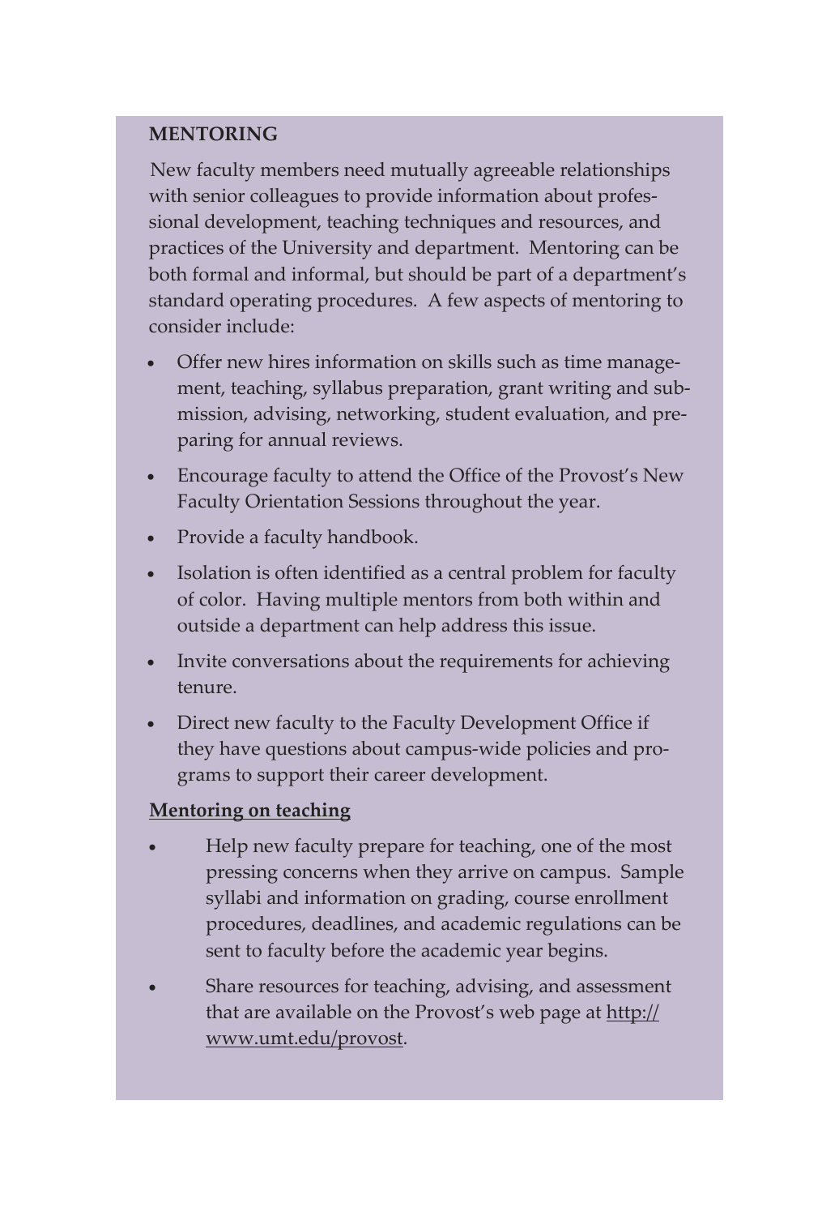## MENTORING

New faculty members need mutually agreeable relationships with senior colleagues to provide information about professional development, teaching techniques and resources, and practices of the University and department. Mentoring can be both formal and informal, but should be part of a department's standard operating procedures. A few aspects of mentoring to consider include:

- Offer new hires information on skills such as time management, teaching, syllabus preparation, grant writing and submission, advising, networking, student evaluation, and preparing for annual reviews.
- Encourage faculty to attend the Office of the Provost's New Faculty Orientation Sessions throughout the year.
- Provide a faculty handbook.
- Isolation is often identified as a central problem for faculty of color. Having multiple mentors from both within and outside a department can help address this issue.
- Invite conversations about the requirements for achieving tenure.
- Direct new faculty to the Faculty Development Office if they have questions about campus-wide policies and programs to support their career development.

### Mentoring on teaching

- Help new faculty prepare for teaching, one of the most pressing concerns when they arrive on campus. Sample syllabi and information on grading, course enrollment procedures, deadlines, and academic regulations can be sent to faculty before the academic year begins.
- Share resources for teaching, advising, and assessment that are available on the Provost's web page at http://www.umt.edu/provost.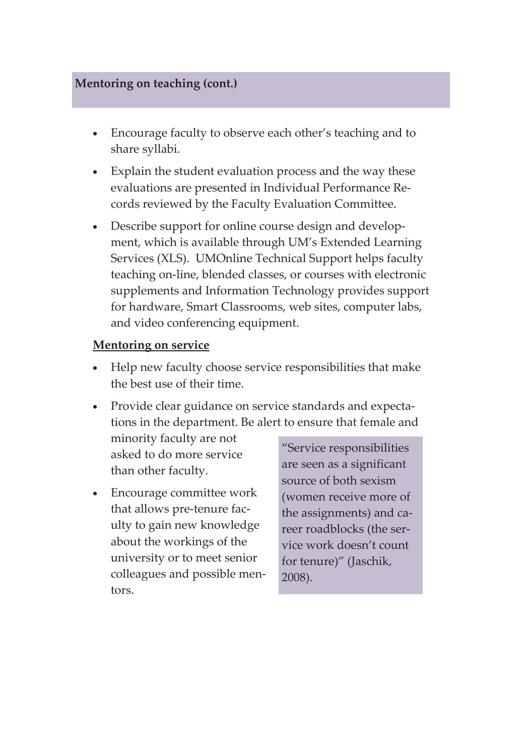## Mentoring on teaching (cont.)

- Encourage faculty to observe each other's teaching and to share syllabi.
- Explain the student evaluation process and the way these evaluations are presented in Individual Performance Records reviewed by the Faculty Evaluation Committee.
- Describe support for online course design and development, which is available through UM's Extended Learning Services (XLS). UMOnline Technical Support helps faculty teaching on-line, blended classes, or courses with electronic supplements and Information Technology provides support for hardware, Smart Classrooms, web sites, computer labs, and video conferencing equipment.

**Mentoring on service**

- Help new faculty choose service responsibilities that make the best use of their time.
- Provide clear guidance on service standards and expectations in the department. Be alert to ensure that female and minority faculty are not asked to do more service than other faculty.
- Encourage committee work that allows pre-tenure faculty to gain new knowledge about the workings of the university or to meet senior colleagues and possible mentors.

"Service responsibilities are seen as a significant source of both sexism (women receive more of the assignments) and career roadblocks (the service work doesn't count for tenure)" (Jaschik, 2008).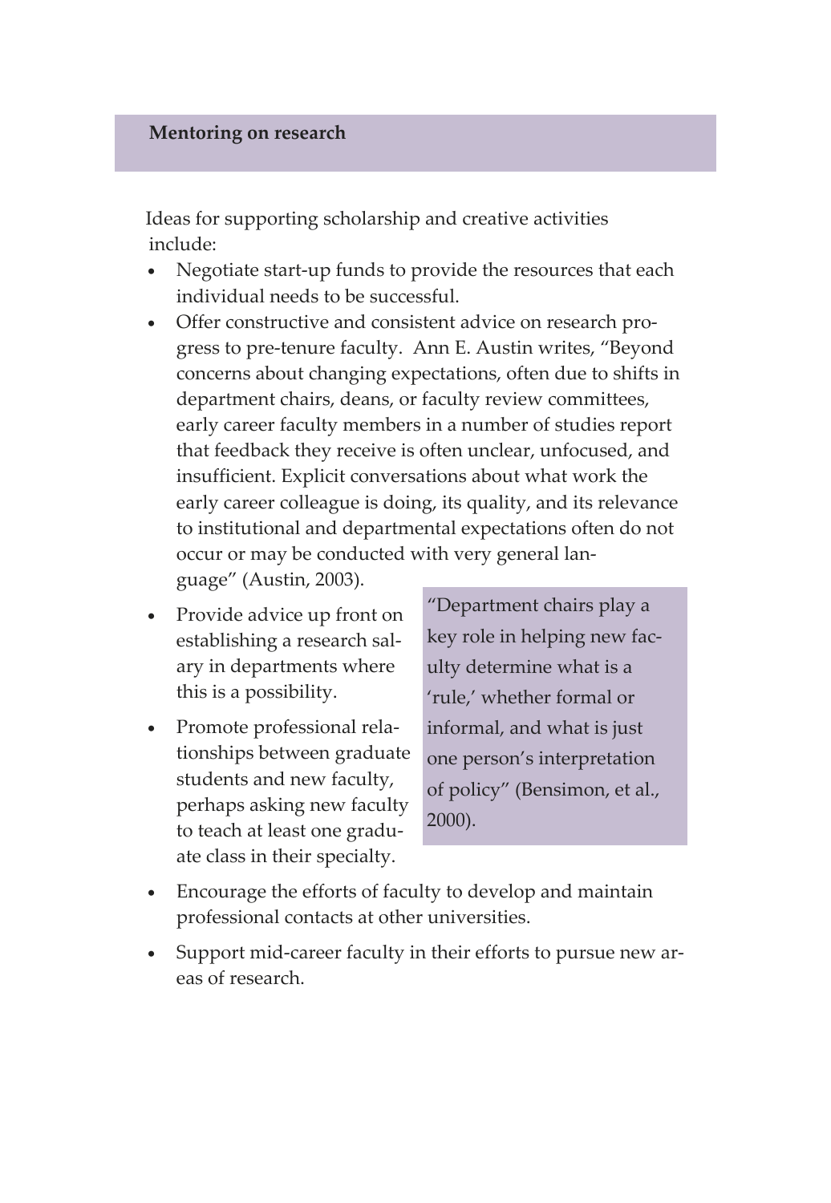## Mentoring on research

Ideas for supporting scholarship and creative activities include:

- Negotiate start-up funds to provide the resources that each individual needs to be successful.
- Offer constructive and consistent advice on research progress to pre-tenure faculty. Ann E. Austin writes, "Beyond concerns about changing expectations, often due to shifts in department chairs, deans, or faculty review committees, early career faculty members in a number of studies report that feedback they receive is often unclear, unfocused, and insufficient. Explicit conversations about what work the early career colleague is doing, its quality, and its relevance to institutional and departmental expectations often do not occur or may be conducted with very general language" (Austin, 2003).
- Provide advice up front on establishing a research salary in departments where this is a possibility.
- Promote professional relationships between graduate students and new faculty, perhaps asking new faculty to teach at least one graduate class in their specialty.
- Encourage the efforts of faculty to develop and maintain professional contacts at other universities.
- Support mid-career faculty in their efforts to pursue new areas of research.

> "Department chairs play a key role in helping new faculty determine what is a 'rule,' whether formal or informal, and what is just one person's interpretation of policy" (Bensimon, et al., 2000).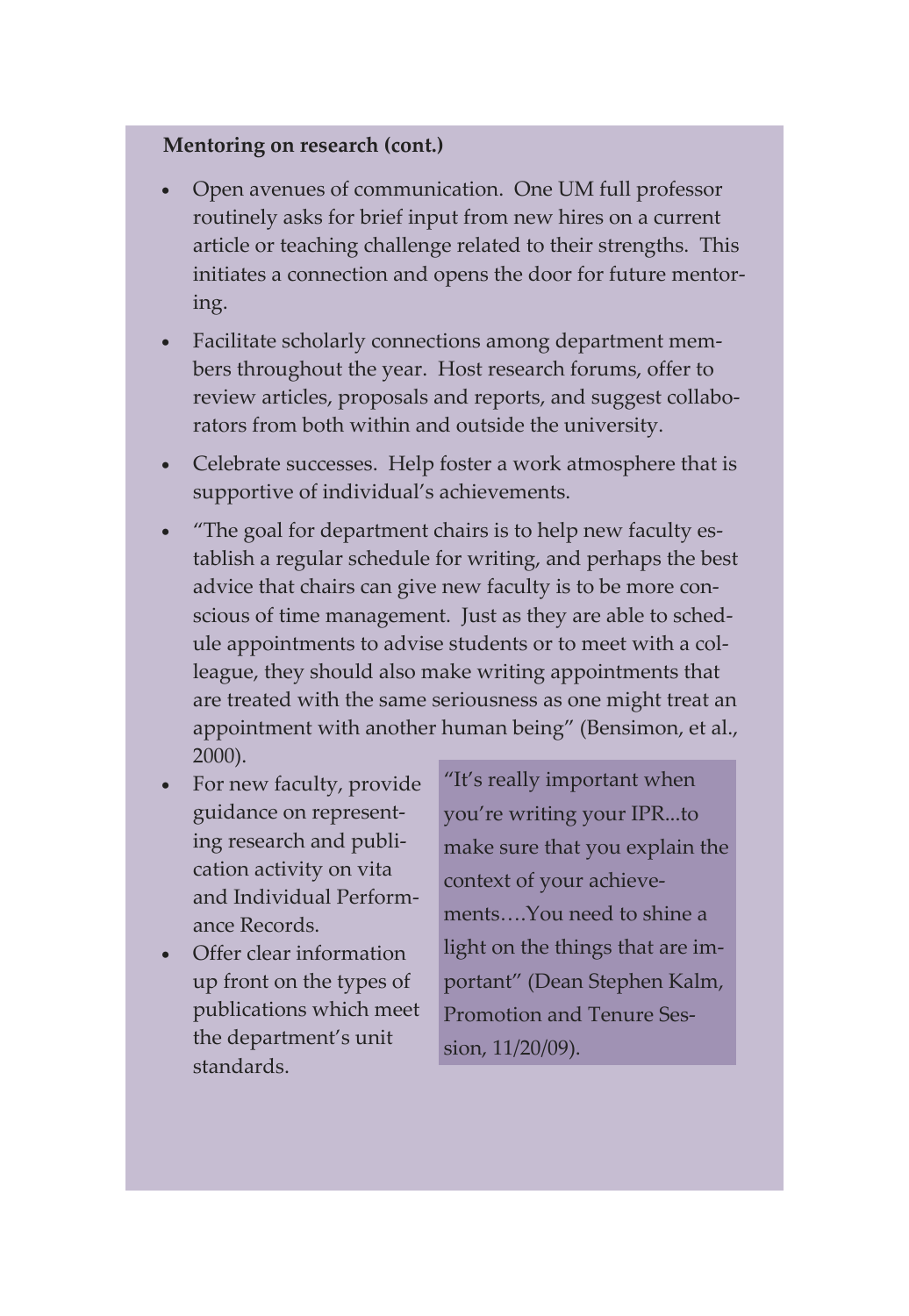**Mentoring on research (cont.)**

- Open avenues of communication. One UM full professor routinely asks for brief input from new hires on a current article or teaching challenge related to their strengths. This initiates a connection and opens the door for future mentoring.
- Facilitate scholarly connections among department members throughout the year. Host research forums, offer to review articles, proposals and reports, and suggest collaborators from both within and outside the university.
- Celebrate successes. Help foster a work atmosphere that is supportive of individual's achievements.
- "The goal for department chairs is to help new faculty establish a regular schedule for writing, and perhaps the best advice that chairs can give new faculty is to be more conscious of time management. Just as they are able to schedule appointments to advise students or to meet with a colleague, they should also make writing appointments that are treated with the same seriousness as one might treat an appointment with another human being" (Bensimon, et al., 2000).
- For new faculty, provide guidance on representing research and publication activity on vita and Individual Performance Records.
- Offer clear information up front on the types of publications which meet the department's unit standards.

"It's really important when you're writing your IPR...to make sure that you explain the context of your achievements….You need to shine a light on the things that are important" (Dean Stephen Kalm, Promotion and Tenure Session, 11/20/09).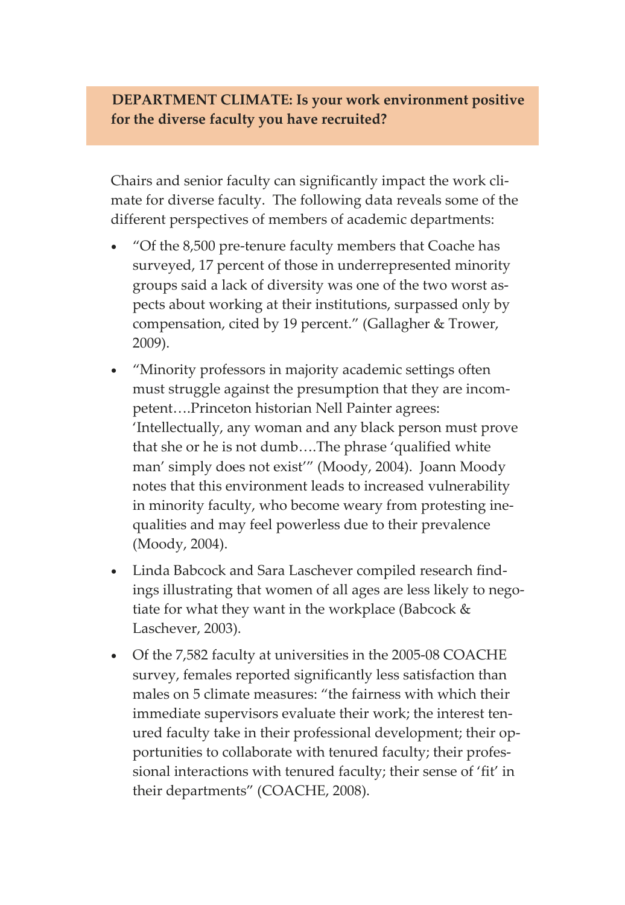**DEPARTMENT CLIMATE: Is your work environment positive for the diverse faculty you have recruited?**

Chairs and senior faculty can significantly impact the work climate for diverse faculty. The following data reveals some of the different perspectives of members of academic departments:

- "Of the 8,500 pre-tenure faculty members that Coache has surveyed, 17 percent of those in underrepresented minority groups said a lack of diversity was one of the two worst aspects about working at their institutions, surpassed only by compensation, cited by 19 percent." (Gallagher & Trower, 2009).
- "Minority professors in majority academic settings often must struggle against the presumption that they are incompetent….Princeton historian Nell Painter agrees: 'Intellectually, any woman and any black person must prove that she or he is not dumb….The phrase 'qualified white man' simply does not exist'" (Moody, 2004). Joann Moody notes that this environment leads to increased vulnerability in minority faculty, who become weary from protesting inequalities and may feel powerless due to their prevalence (Moody, 2004).
- Linda Babcock and Sara Laschever compiled research findings illustrating that women of all ages are less likely to negotiate for what they want in the workplace (Babcock & Laschever, 2003).
- Of the 7,582 faculty at universities in the 2005-08 COACHE survey, females reported significantly less satisfaction than males on 5 climate measures: "the fairness with which their immediate supervisors evaluate their work; the interest tenured faculty take in their professional development; their opportunities to collaborate with tenured faculty; their professional interactions with tenured faculty; their sense of 'fit' in their departments" (COACHE, 2008).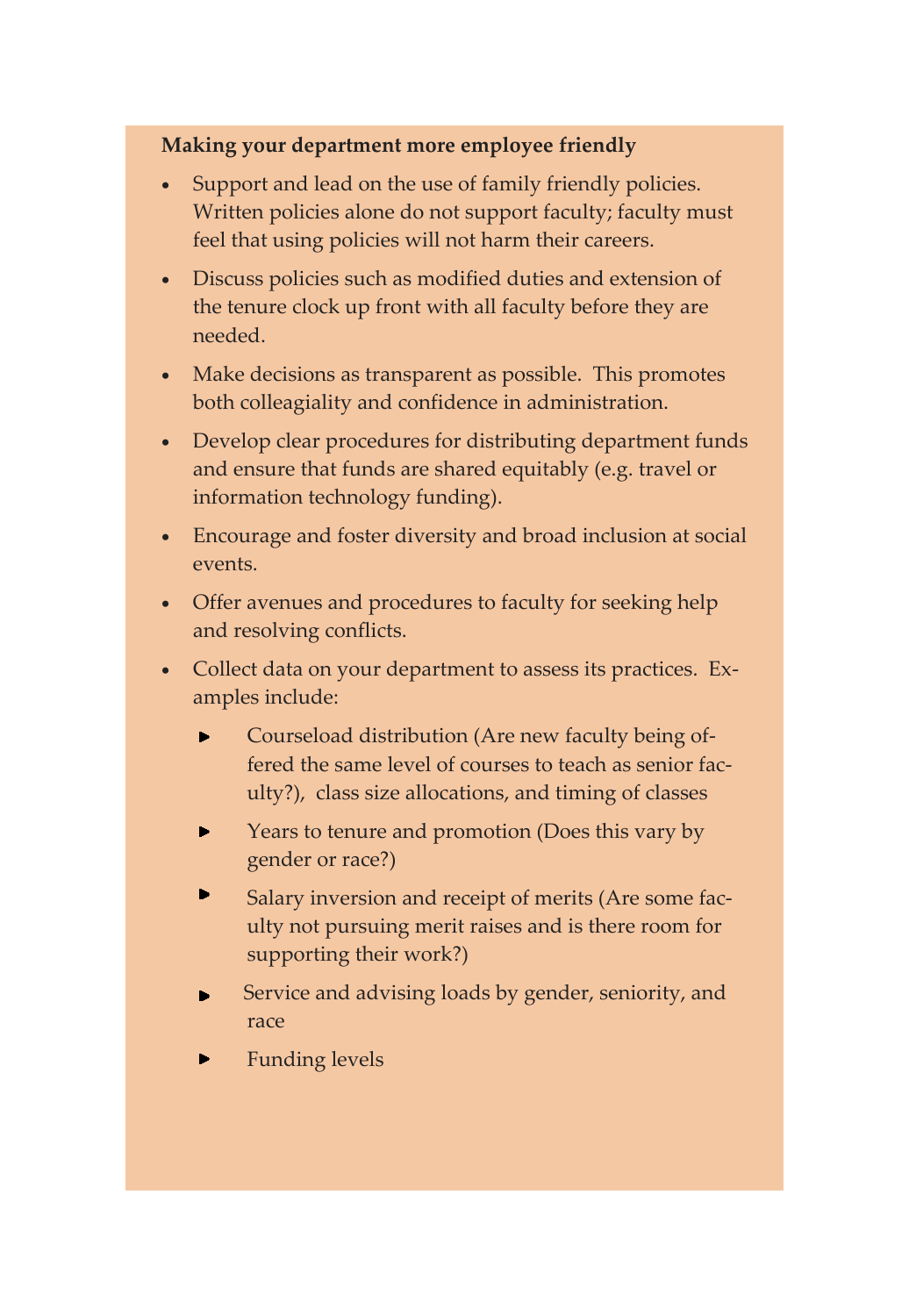**Making your department more employee friendly**

- Support and lead on the use of family friendly policies. Written policies alone do not support faculty; faculty must feel that using policies will not harm their careers.
- Discuss policies such as modified duties and extension of the tenure clock up front with all faculty before they are needed.
- Make decisions as transparent as possible. This promotes both colleagiality and confidence in administration.
- Develop clear procedures for distributing department funds and ensure that funds are shared equitably (e.g. travel or information technology funding).
- Encourage and foster diversity and broad inclusion at social events.
- Offer avenues and procedures to faculty for seeking help and resolving conflicts.
- Collect data on your department to assess its practices. Examples include:
  - Courseload distribution (Are new faculty being offered the same level of courses to teach as senior faculty?), class size allocations, and timing of classes
  - Years to tenure and promotion (Does this vary by gender or race?)
  - Salary inversion and receipt of merits (Are some faculty not pursuing merit raises and is there room for supporting their work?)
  - Service and advising loads by gender, seniority, and race
  - Funding levels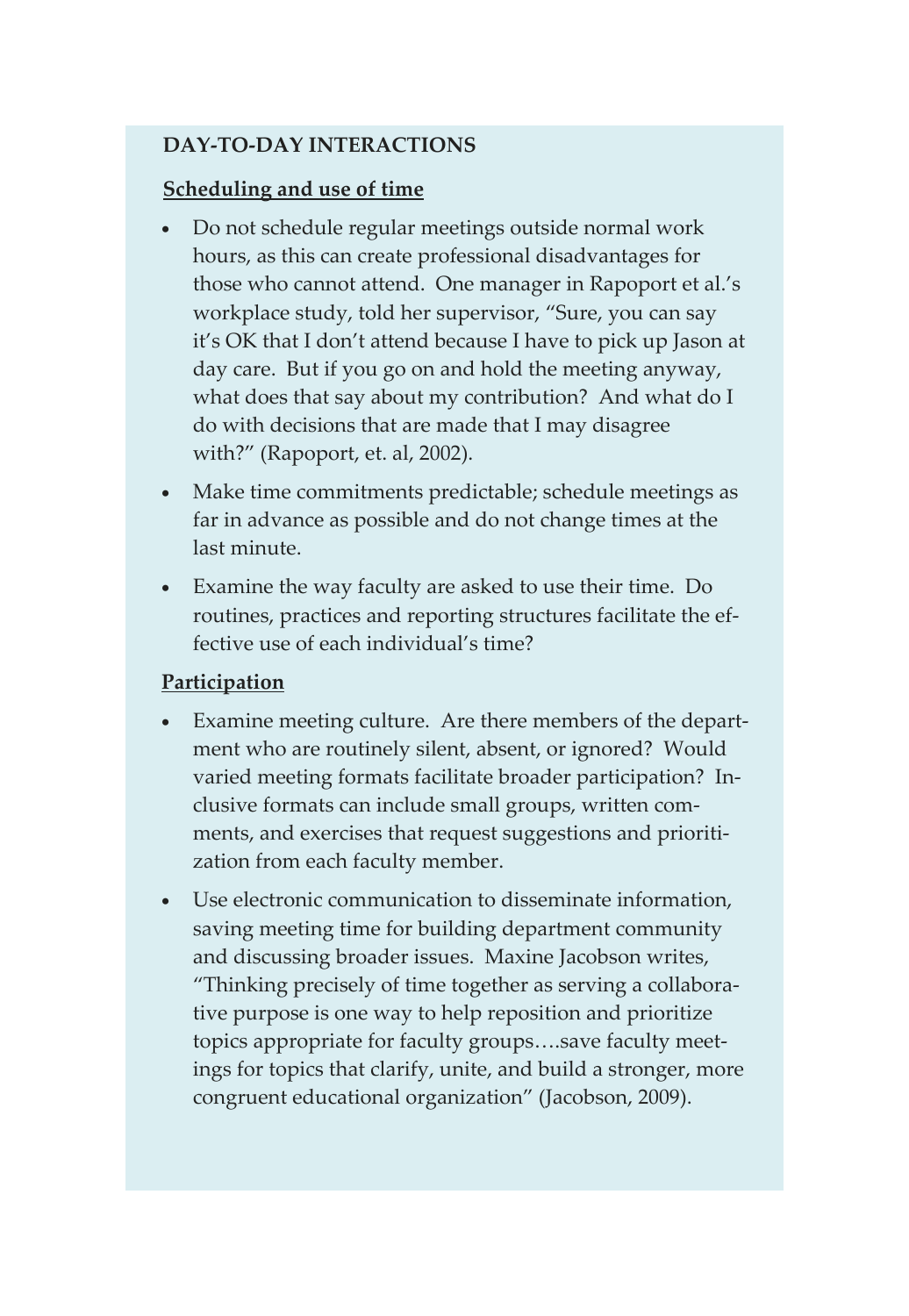## DAY-TO-DAY INTERACTIONS

### Scheduling and use of time

- Do not schedule regular meetings outside normal work hours, as this can create professional disadvantages for those who cannot attend. One manager in Rapoport et al.'s workplace study, told her supervisor, "Sure, you can say it's OK that I don't attend because I have to pick up Jason at day care. But if you go on and hold the meeting anyway, what does that say about my contribution? And what do I do with decisions that are made that I may disagree with?" (Rapoport, et. al, 2002).
- Make time commitments predictable; schedule meetings as far in advance as possible and do not change times at the last minute.
- Examine the way faculty are asked to use their time. Do routines, practices and reporting structures facilitate the effective use of each individual's time?

### Participation

- Examine meeting culture. Are there members of the department who are routinely silent, absent, or ignored? Would varied meeting formats facilitate broader participation? Inclusive formats can include small groups, written comments, and exercises that request suggestions and prioritization from each faculty member.
- Use electronic communication to disseminate information, saving meeting time for building department community and discussing broader issues. Maxine Jacobson writes, "Thinking precisely of time together as serving a collaborative purpose is one way to help reposition and prioritize topics appropriate for faculty groups….save faculty meetings for topics that clarify, unite, and build a stronger, more congruent educational organization" (Jacobson, 2009).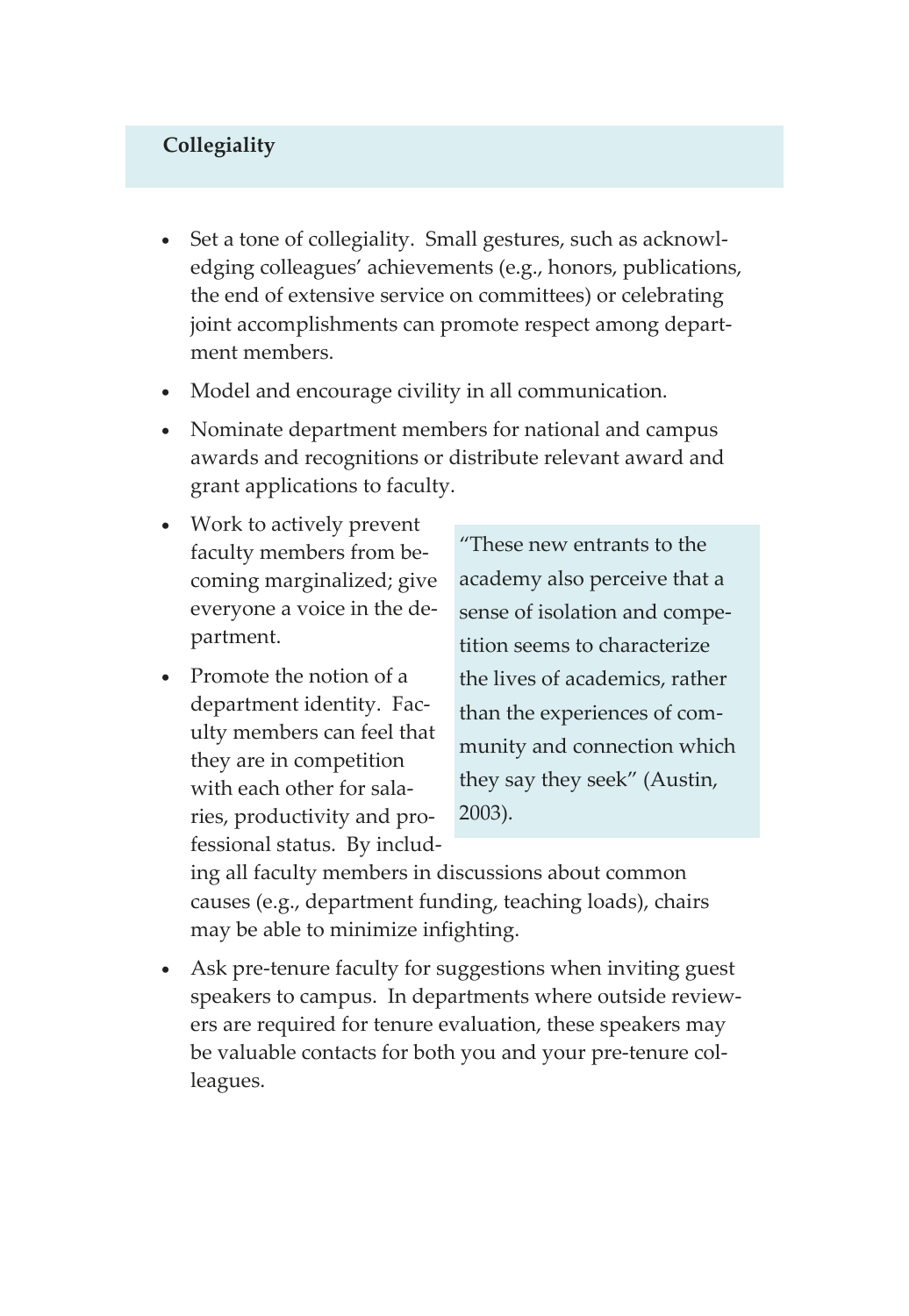## Collegiality

- Set a tone of collegiality. Small gestures, such as acknowledging colleagues' achievements (e.g., honors, publications, the end of extensive service on committees) or celebrating joint accomplishments can promote respect among department members.
- Model and encourage civility in all communication.
- Nominate department members for national and campus awards and recognitions or distribute relevant award and grant applications to faculty.
- Work to actively prevent faculty members from becoming marginalized; give everyone a voice in the department.
- Promote the notion of a department identity. Faculty members can feel that they are in competition with each other for salaries, productivity and professional status. By including all faculty members in discussions about common causes (e.g., department funding, teaching loads), chairs may be able to minimize infighting.
- Ask pre-tenure faculty for suggestions when inviting guest speakers to campus. In departments where outside reviewers are required for tenure evaluation, these speakers may be valuable contacts for both you and your pre-tenure colleagues.

> "These new entrants to the academy also perceive that a sense of isolation and competition seems to characterize the lives of academics, rather than the experiences of community and connection which they say they seek" (Austin, 2003).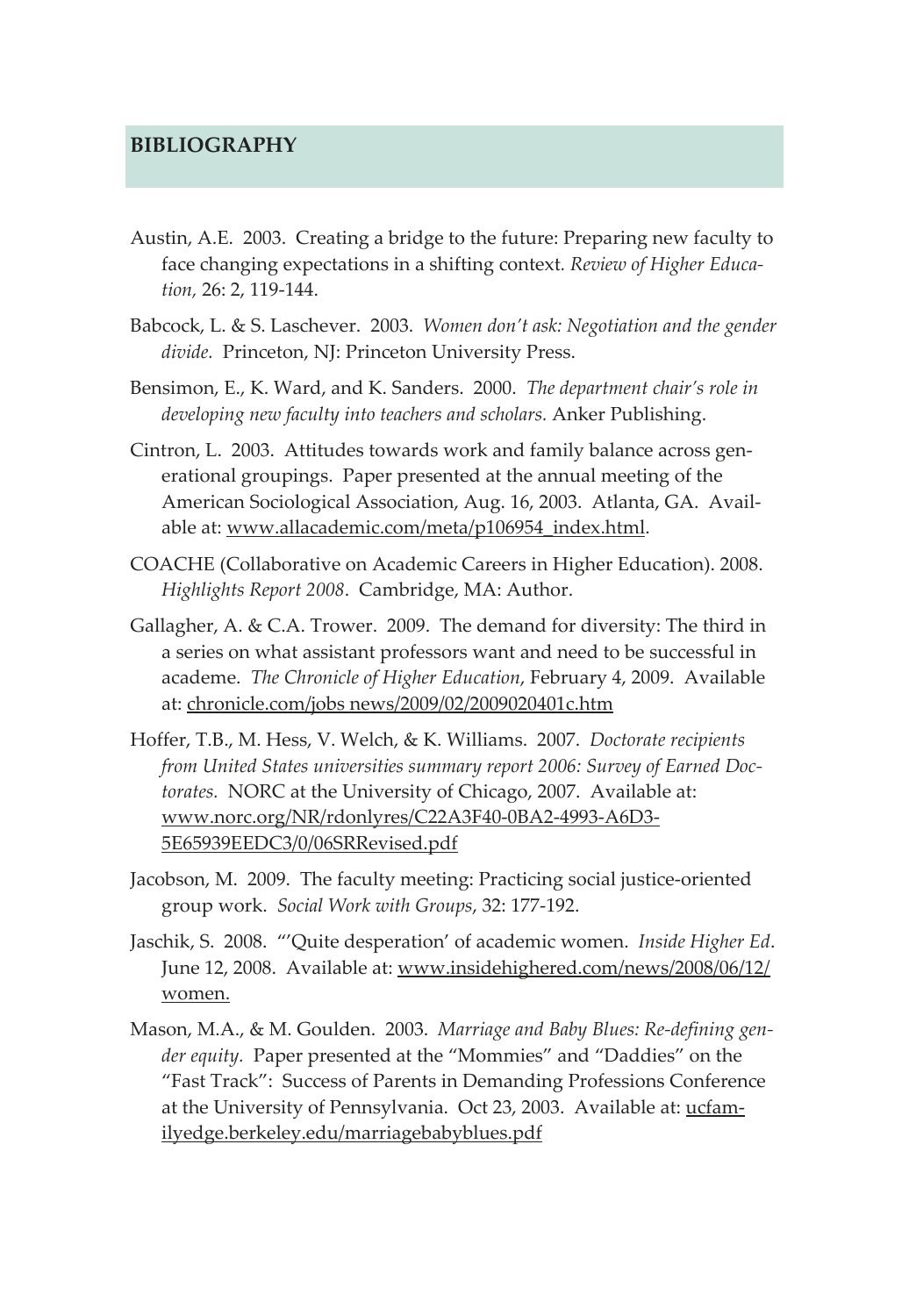## BIBLIOGRAPHY

Austin, A.E. 2003. Creating a bridge to the future: Preparing new faculty to face changing expectations in a shifting context. *Review of Higher Education,* 26: 2, 119-144.

Babcock, L. & S. Laschever. 2003. *Women don't ask: Negotiation and the gender divide.* Princeton, NJ: Princeton University Press.

Bensimon, E., K. Ward, and K. Sanders. 2000. *The department chair's role in developing new faculty into teachers and scholars.* Anker Publishing.

Cintron, L. 2003. Attitudes towards work and family balance across generational groupings. Paper presented at the annual meeting of the American Sociological Association, Aug. 16, 2003. Atlanta, GA. Available at: www.allacademic.com/meta/p106954_index.html.

COACHE (Collaborative on Academic Careers in Higher Education). 2008. *Highlights Report 2008*. Cambridge, MA: Author.

Gallagher, A. & C.A. Trower. 2009. The demand for diversity: The third in a series on what assistant professors want and need to be successful in academe. *The Chronicle of Higher Education*, February 4, 2009. Available at: chronicle.com/jobs news/2009/02/2009020401c.htm

Hoffer, T.B., M. Hess, V. Welch, & K. Williams. 2007. *Doctorate recipients from United States universities summary report 2006: Survey of Earned Doctorates.* NORC at the University of Chicago, 2007. Available at: www.norc.org/NR/rdonlyres/C22A3F40-0BA2-4993-A6D3-5E65939EEDC3/0/06SRRevised.pdf

Jacobson, M. 2009. The faculty meeting: Practicing social justice-oriented group work. *Social Work with Groups*, 32: 177-192.

Jaschik, S. 2008. "'Quite desperation' of academic women. *Inside Higher Ed*. June 12, 2008. Available at: www.insidehighered.com/news/2008/06/12/women.

Mason, M.A., & M. Goulden. 2003. *Marriage and Baby Blues: Re-defining gender equity.* Paper presented at the "Mommies" and "Daddies" on the "Fast Track": Success of Parents in Demanding Professions Conference at the University of Pennsylvania. Oct 23, 2003. Available at: ucfamilyedge.berkeley.edu/marriagebabyblues.pdf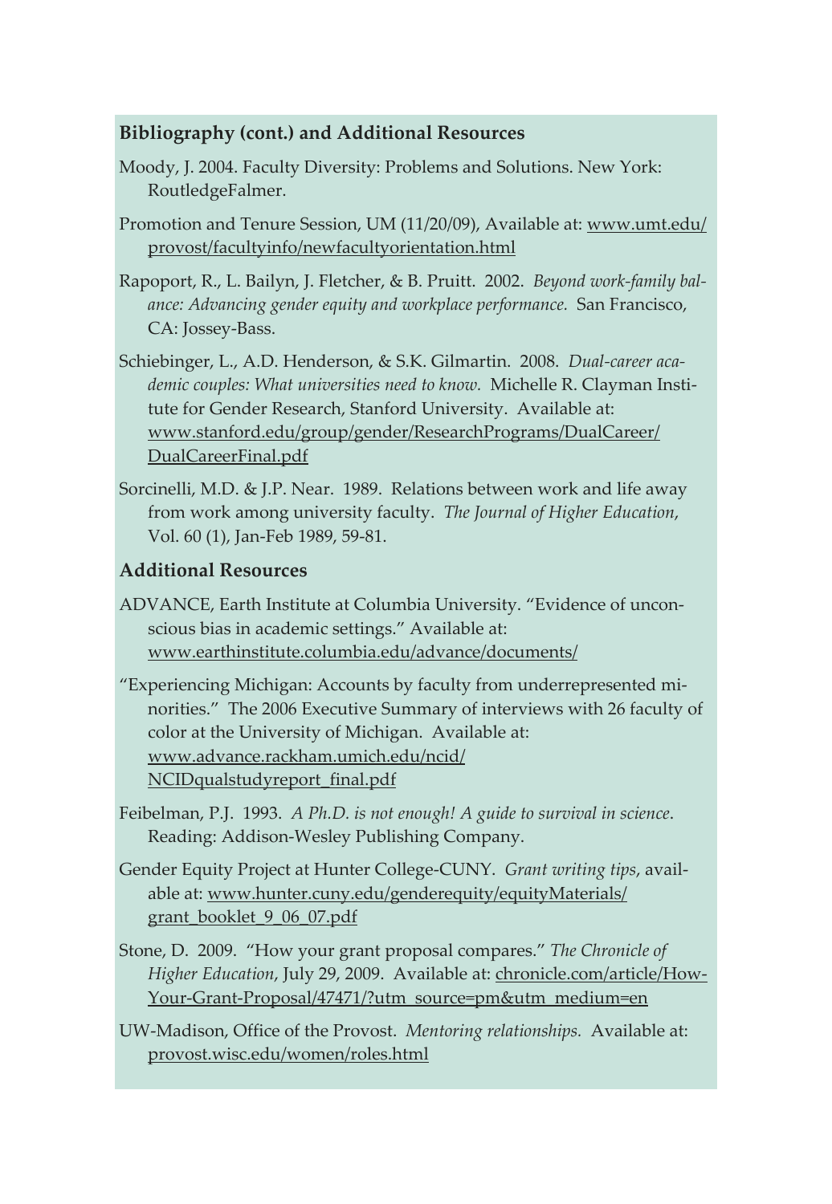## Bibliography (cont.) and Additional Resources

Moody, J. 2004. Faculty Diversity: Problems and Solutions. New York: RoutledgeFalmer.

Promotion and Tenure Session, UM (11/20/09), Available at: www.umt.edu/provost/facultyinfo/newfacultyorientation.html

Rapoport, R., L. Bailyn, J. Fletcher, & B. Pruitt. 2002. *Beyond work-family balance: Advancing gender equity and workplace performance.* San Francisco, CA: Jossey-Bass.

Schiebinger, L., A.D. Henderson, & S.K. Gilmartin. 2008. *Dual-career academic couples: What universities need to know.* Michelle R. Clayman Institute for Gender Research, Stanford University. Available at: www.stanford.edu/group/gender/ResearchPrograms/DualCareer/DualCareerFinal.pdf

Sorcinelli, M.D. & J.P. Near. 1989. Relations between work and life away from work among university faculty. *The Journal of Higher Education*, Vol. 60 (1), Jan-Feb 1989, 59-81.

## Additional Resources

ADVANCE, Earth Institute at Columbia University. "Evidence of unconscious bias in academic settings." Available at: www.earthinstitute.columbia.edu/advance/documents/

"Experiencing Michigan: Accounts by faculty from underrepresented minorities." The 2006 Executive Summary of interviews with 26 faculty of color at the University of Michigan. Available at: www.advance.rackham.umich.edu/ncid/NCIDqualstudyreport_final.pdf

Feibelman, P.J. 1993. *A Ph.D. is not enough! A guide to survival in science*. Reading: Addison-Wesley Publishing Company.

Gender Equity Project at Hunter College-CUNY. *Grant writing tips*, available at: www.hunter.cuny.edu/genderequity/equityMaterials/grant_booklet_9_06_07.pdf

Stone, D. 2009. "How your grant proposal compares." *The Chronicle of Higher Education*, July 29, 2009. Available at: chronicle.com/article/How-Your-Grant-Proposal/47471/?utm_source=pm&utm_medium=en

UW-Madison, Office of the Provost. *Mentoring relationships.* Available at: provost.wisc.edu/women/roles.html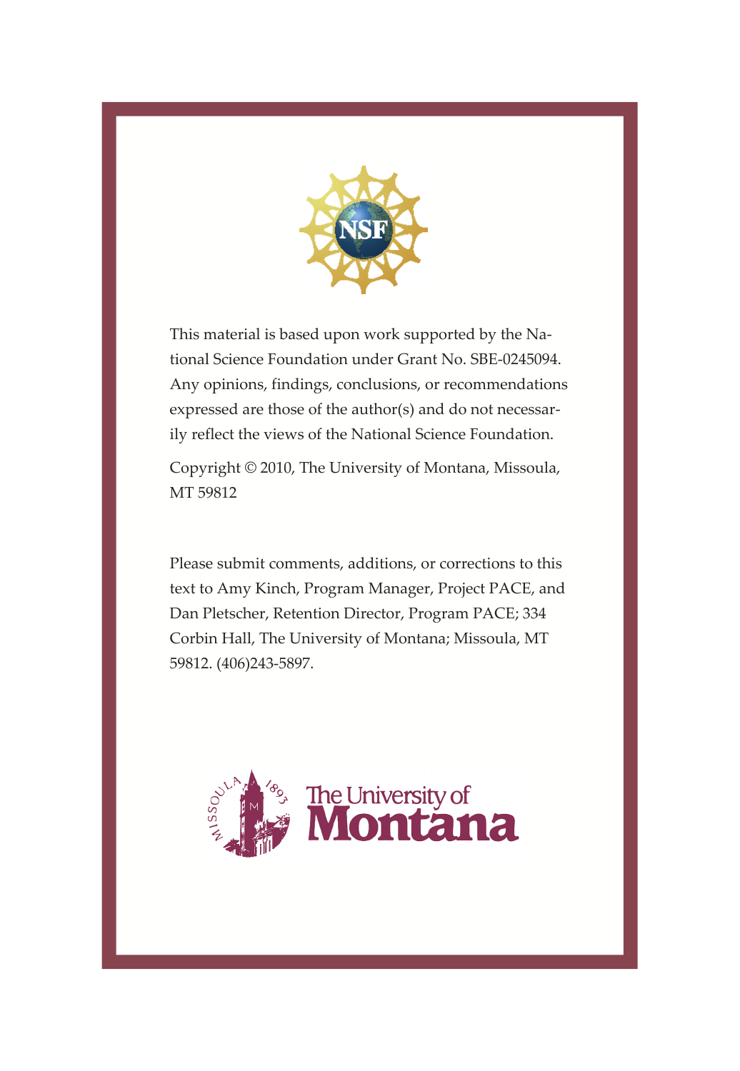This material is based upon work supported by the National Science Foundation under Grant No. SBE-0245094. Any opinions, findings, conclusions, or recommendations expressed are those of the author(s) and do not necessarily reflect the views of the National Science Foundation.

Copyright © 2010, The University of Montana, Missoula, MT 59812

Please submit comments, additions, or corrections to this text to Amy Kinch, Program Manager, Project PACE, and Dan Pletscher, Retention Director, Program PACE; 334 Corbin Hall, The University of Montana; Missoula, MT 59812. (406)243-5897.

The University of Montana